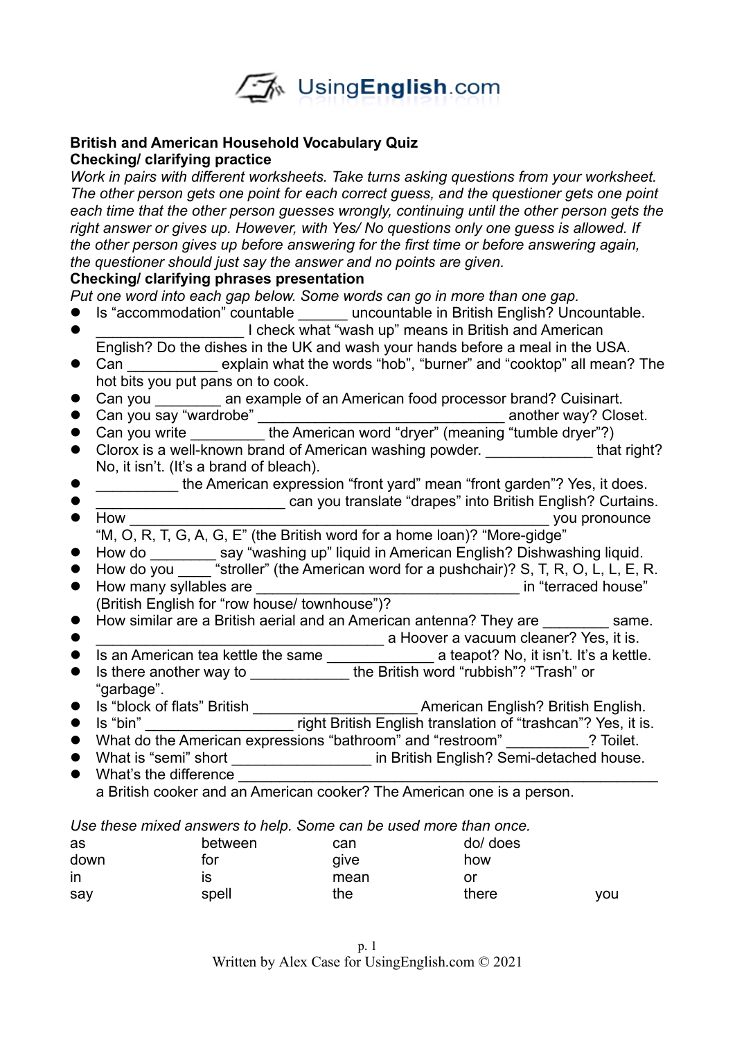UsingEnglish.com

**British and American Household Vocabulary Quiz**
**Checking/ clarifying practice**

*Work in pairs with different worksheets. Take turns asking questions from your worksheet. The other person gets one point for each correct guess, and the questioner gets one point each time that the other person guesses wrongly, continuing until the other person gets the right answer or gives up. However, with Yes/ No questions only one guess is allowed. If the other person gives up before answering for the first time or before answering again, the questioner should just say the answer and no points are given.*

**Checking/ clarifying phrases presentation**

*Put one word into each gap below. Some words can go in more than one gap.*

- Is "accommodation" countable ______ uncountable in British English? Uncountable.
- _________________ I check what "wash up" means in British and American English? Do the dishes in the UK and wash your hands before a meal in the USA.
- Can ___________ explain what the words "hob", "burner" and "cooktop" all mean? The hot bits you put pans on to cook.
- Can you ________ an example of an American food processor brand? Cuisinart.
- Can you say "wardrobe" ______________________________ another way? Closet.
- Can you write _________ the American word "dryer" (meaning "tumble dryer"?)
- Clorox is a well-known brand of American washing powder. _____________ that right? No, it isn't. (It's a brand of bleach).
- __________ the American expression "front yard" mean "front garden"? Yes, it does.
- ______________________ can you translate "drapes" into British English? Curtains.
- How ___________________________________________________ you pronounce "M, O, R, T, G, A, G, E" (the British word for a home loan)? "More-gidge"
- How do ________ say "washing up" liquid in American English? Dishwashing liquid.
- How do you ____ "stroller" (the American word for a pushchair)? S, T, R, O, L, L, E, R.
- How many syllables are _______________________________ in "terraced house" (British English for "row house/ townhouse")?
- How similar are a British aerial and an American antenna? They are ________ same.
- __________________________________ a Hoover a vacuum cleaner? Yes, it is.
- Is an American tea kettle the same _____________ a teapot? No, it isn't. It's a kettle.
- Is there another way to ____________ the British word "rubbish"? "Trash" or "garbage".
- Is "block of flats" British ____________________ American English? British English.
- Is "bin" __________________ right British English translation of "trashcan"? Yes, it is.
- What do the American expressions "bathroom" and "restroom" __________? Toilet.
- What is "semi" short ________________ in British English? Semi-detached house.
- What's the difference ___________________________________________________ a British cooker and an American cooker? The American one is a person.

*Use these mixed answers to help. Some can be used more than once.*

| | | | | |
|---|---|---|---|---|
| as | between | can | do/ does | |
| down | for | give | how | |
| in | is | mean | or | |
| say | spell | the | there | you |

Written by Alex Case for UsingEnglish.com © 2021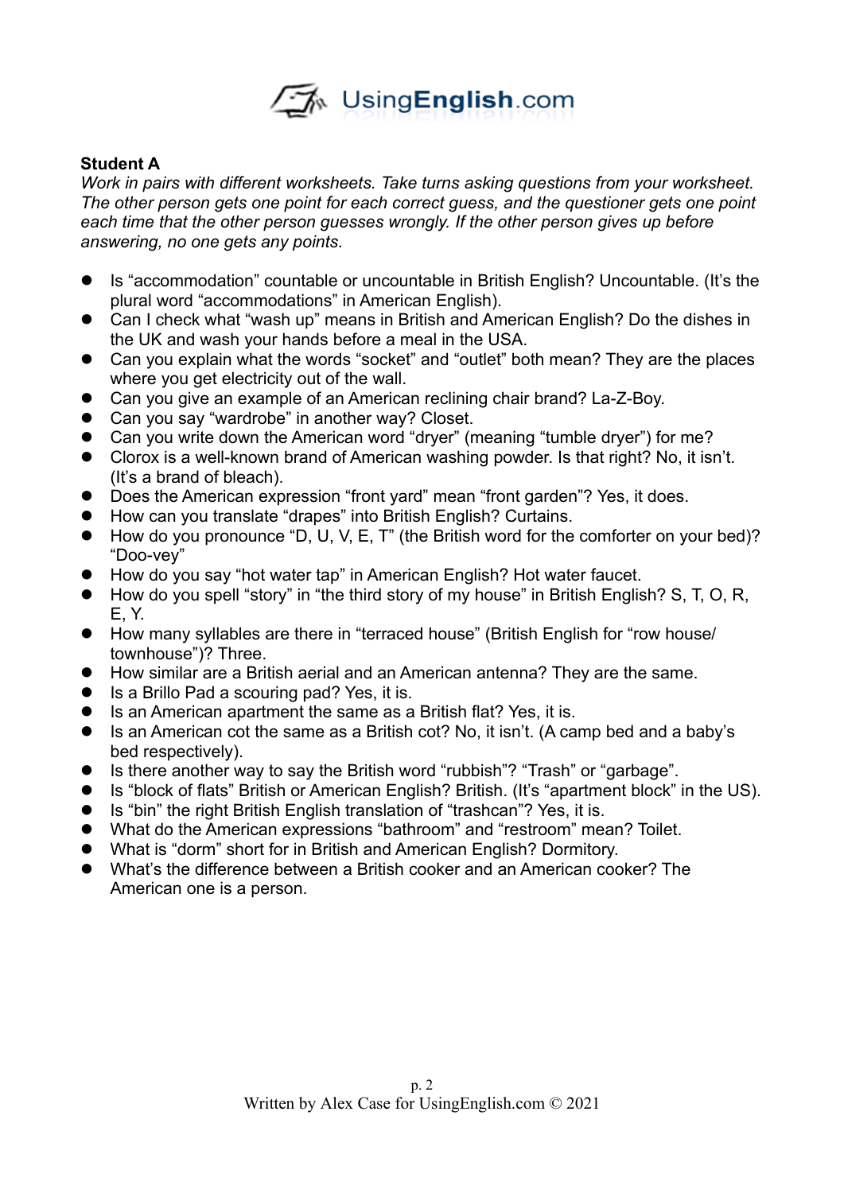**Student A**

*Work in pairs with different worksheets. Take turns asking questions from your worksheet. The other person gets one point for each correct guess, and the questioner gets one point each time that the other person guesses wrongly. If the other person gives up before answering, no one gets any points.*

- Is "accommodation" countable or uncountable in British English? Uncountable. (It's the plural word "accommodations" in American English).
- Can I check what "wash up" means in British and American English? Do the dishes in the UK and wash your hands before a meal in the USA.
- Can you explain what the words "socket" and "outlet" both mean? They are the places where you get electricity out of the wall.
- Can you give an example of an American reclining chair brand? La-Z-Boy.
- Can you say "wardrobe" in another way? Closet.
- Can you write down the American word "dryer" (meaning "tumble dryer") for me?
- Clorox is a well-known brand of American washing powder. Is that right? No, it isn't. (It's a brand of bleach).
- Does the American expression "front yard" mean "front garden"? Yes, it does.
- How can you translate "drapes" into British English? Curtains.
- How do you pronounce "D, U, V, E, T" (the British word for the comforter on your bed)? "Doo-vey"
- How do you say "hot water tap" in American English? Hot water faucet.
- How do you spell "story" in "the third story of my house" in British English? S, T, O, R, E, Y.
- How many syllables are there in "terraced house" (British English for "row house/ townhouse")? Three.
- How similar are a British aerial and an American antenna? They are the same.
- Is a Brillo Pad a scouring pad? Yes, it is.
- Is an American apartment the same as a British flat? Yes, it is.
- Is an American cot the same as a British cot? No, it isn't. (A camp bed and a baby's bed respectively).
- Is there another way to say the British word "rubbish"? "Trash" or "garbage".
- Is "block of flats" British or American English? British. (It's "apartment block" in the US).
- Is "bin" the right British English translation of "trashcan"? Yes, it is.
- What do the American expressions "bathroom" and "restroom" mean? Toilet.
- What is "dorm" short for in British and American English? Dormitory.
- What's the difference between a British cooker and an American cooker? The American one is a person.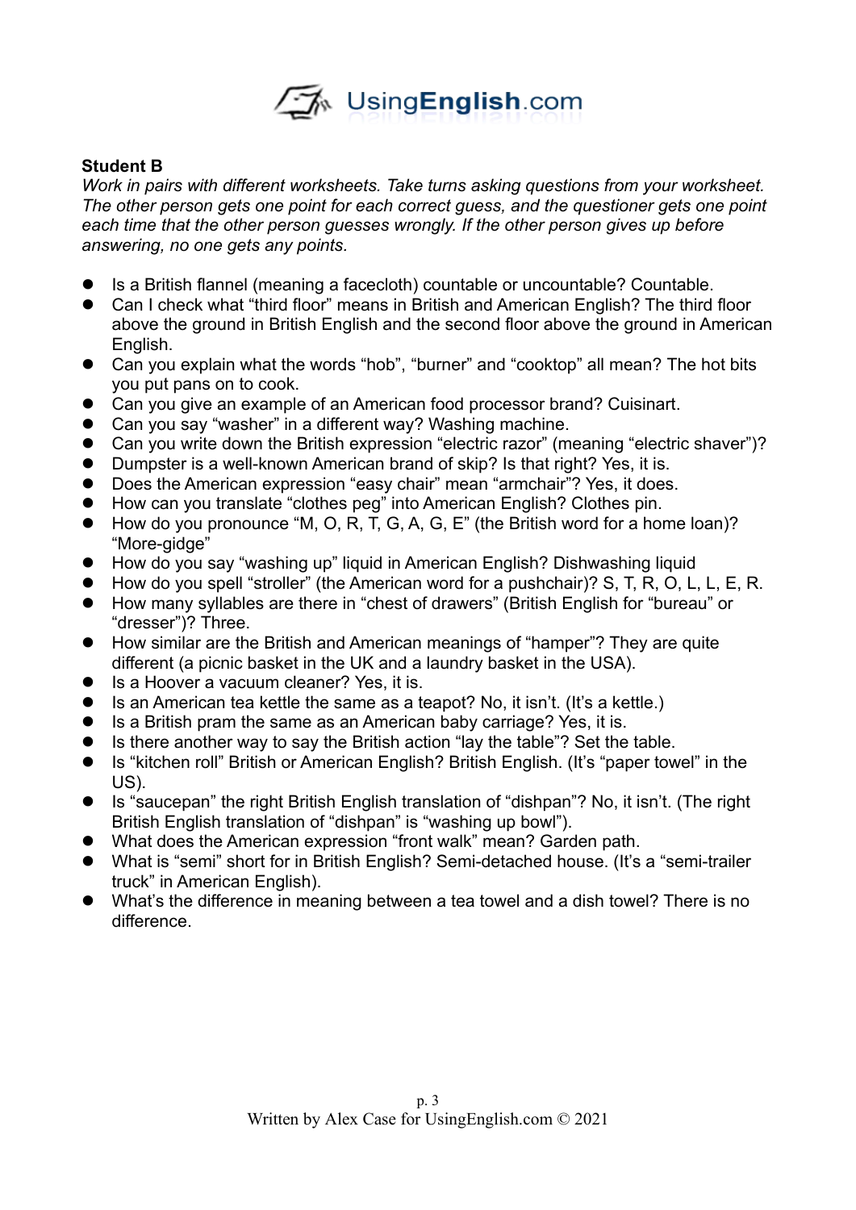**Student B**

*Work in pairs with different worksheets. Take turns asking questions from your worksheet. The other person gets one point for each correct guess, and the questioner gets one point each time that the other person guesses wrongly. If the other person gives up before answering, no one gets any points.*

- Is a British flannel (meaning a facecloth) countable or uncountable? Countable.
- Can I check what "third floor" means in British and American English? The third floor above the ground in British English and the second floor above the ground in American English.
- Can you explain what the words "hob", "burner" and "cooktop" all mean? The hot bits you put pans on to cook.
- Can you give an example of an American food processor brand? Cuisinart.
- Can you say "washer" in a different way? Washing machine.
- Can you write down the British expression "electric razor" (meaning "electric shaver")?
- Dumpster is a well-known American brand of skip? Is that right? Yes, it is.
- Does the American expression "easy chair" mean "armchair"? Yes, it does.
- How can you translate "clothes peg" into American English? Clothes pin.
- How do you pronounce "M, O, R, T, G, A, G, E" (the British word for a home loan)? "More-gidge"
- How do you say "washing up" liquid in American English? Dishwashing liquid
- How do you spell "stroller" (the American word for a pushchair)? S, T, R, O, L, L, E, R.
- How many syllables are there in "chest of drawers" (British English for "bureau" or "dresser")? Three.
- How similar are the British and American meanings of "hamper"? They are quite different (a picnic basket in the UK and a laundry basket in the USA).
- Is a Hoover a vacuum cleaner? Yes, it is.
- Is an American tea kettle the same as a teapot? No, it isn't. (It's a kettle.)
- Is a British pram the same as an American baby carriage? Yes, it is.
- Is there another way to say the British action "lay the table"? Set the table.
- Is "kitchen roll" British or American English? British English. (It's "paper towel" in the US).
- Is "saucepan" the right British English translation of "dishpan"? No, it isn't. (The right British English translation of "dishpan" is "washing up bowl").
- What does the American expression "front walk" mean? Garden path.
- What is "semi" short for in British English? Semi-detached house. (It's a "semi-trailer truck" in American English).
- What's the difference in meaning between a tea towel and a dish towel? There is no difference.

Written by Alex Case for UsingEnglish.com © 2021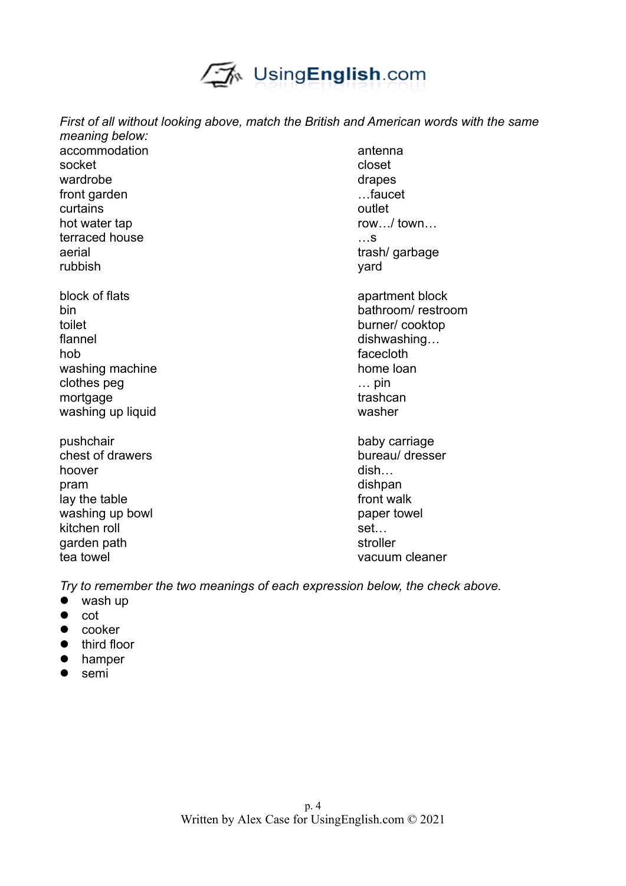*First of all without looking above, match the British and American words with the same meaning below:*

| | |
|---|---|
| accommodation | antenna |
| socket | closet |
| wardrobe | drapes |
| front garden | …faucet |
| curtains | outlet |
| hot water tap | row…/ town… |
| terraced house | …s |
| aerial | trash/ garbage |
| rubbish | yard |

| | |
|---|---|
| block of flats | apartment block |
| bin | bathroom/ restroom |
| toilet | burner/ cooktop |
| flannel | dishwashing… |
| hob | facecloth |
| washing machine | home loan |
| clothes peg | … pin |
| mortgage | trashcan |
| washing up liquid | washer |

| | |
|---|---|
| pushchair | baby carriage |
| chest of drawers | bureau/ dresser |
| hoover | dish… |
| pram | dishpan |
| lay the table | front walk |
| washing up bowl | paper towel |
| kitchen roll | set… |
| garden path | stroller |
| tea towel | vacuum cleaner |

*Try to remember the two meanings of each expression below, the check above.*

- wash up
- cot
- cooker
- third floor
- hamper
- semi

Written by Alex Case for UsingEnglish.com © 2021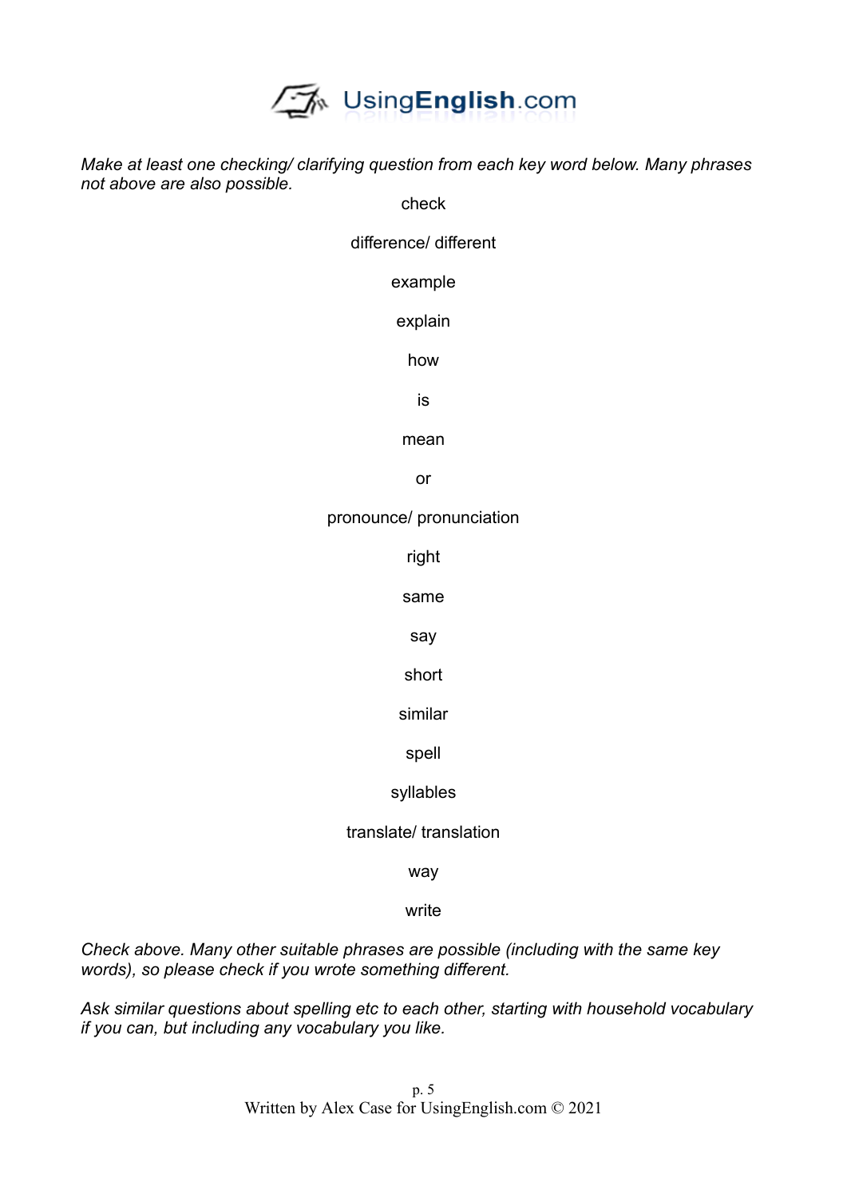*Make at least one checking/ clarifying question from each key word below. Many phrases not above are also possible.*

check

difference/ different

example

explain

how

is

mean

or

pronounce/ pronunciation

right

same

say

short

similar

spell

syllables

translate/ translation

way

write

*Check above. Many other suitable phrases are possible (including with the same key words), so please check if you wrote something different.*

*Ask similar questions about spelling etc to each other, starting with household vocabulary if you can, but including any vocabulary you like.*

Written by Alex Case for UsingEnglish.com © 2021